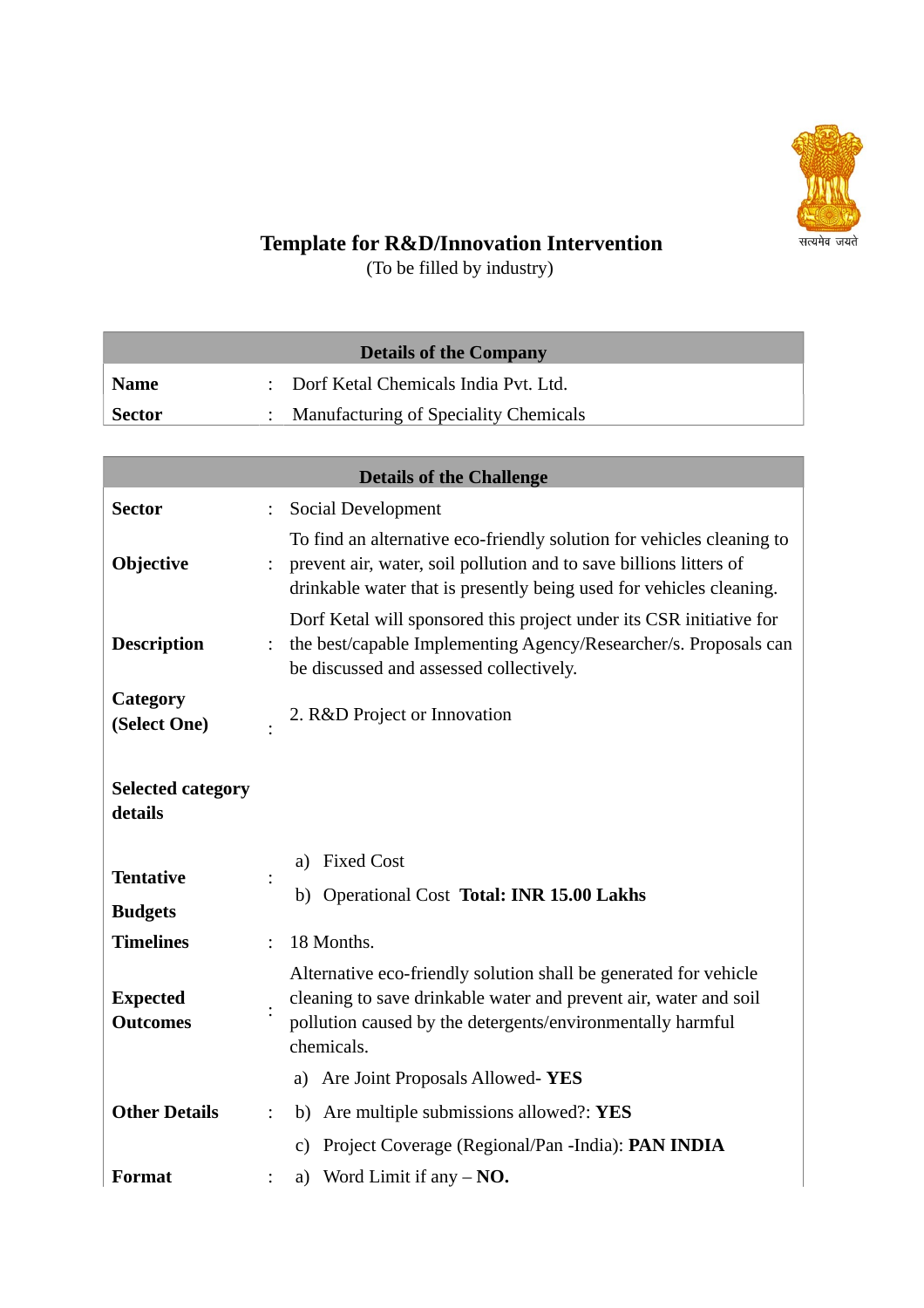# Template for R&D/Innovation Intervention

(To be filled by industry)

| Details of the Company | | |
|---|---|---|
| **Name** | : | Dorf Ketal Chemicals India Pvt. Ltd. |
| **Sector** | : | Manufacturing of Speciality Chemicals |

| Details of the Challenge | | |
|---|---|---|
| **Sector** | : | Social Development |
| **Objective** | : | To find an alternative eco-friendly solution for vehicles cleaning to prevent air, water, soil pollution and to save billions litters of drinkable water that is presently being used for vehicles cleaning. |
| **Description** | : | Dorf Ketal will sponsored this project under its CSR initiative for the best/capable Implementing Agency/Researcher/s. Proposals can be discussed and assessed collectively. |
| **Category (Select One)** | : | 2. R&D Project or Innovation |
| **Selected category details** | | |
| **Tentative Budgets** | : | a) Fixed Cost<br>b) Operational Cost **Total: INR 15.00 Lakhs** |
| **Timelines** | : | 18 Months. |
| **Expected Outcomes** | : | Alternative eco-friendly solution shall be generated for vehicle cleaning to save drinkable water and prevent air, water and soil pollution caused by the detergents/environmentally harmful chemicals. |
| **Other Details** | : | a) Are Joint Proposals Allowed- **YES**<br>b) Are multiple submissions allowed?: **YES**<br>c) Project Coverage (Regional/Pan -India): **PAN INDIA** |
| **Format** | : | a) Word Limit if any – **NO.** |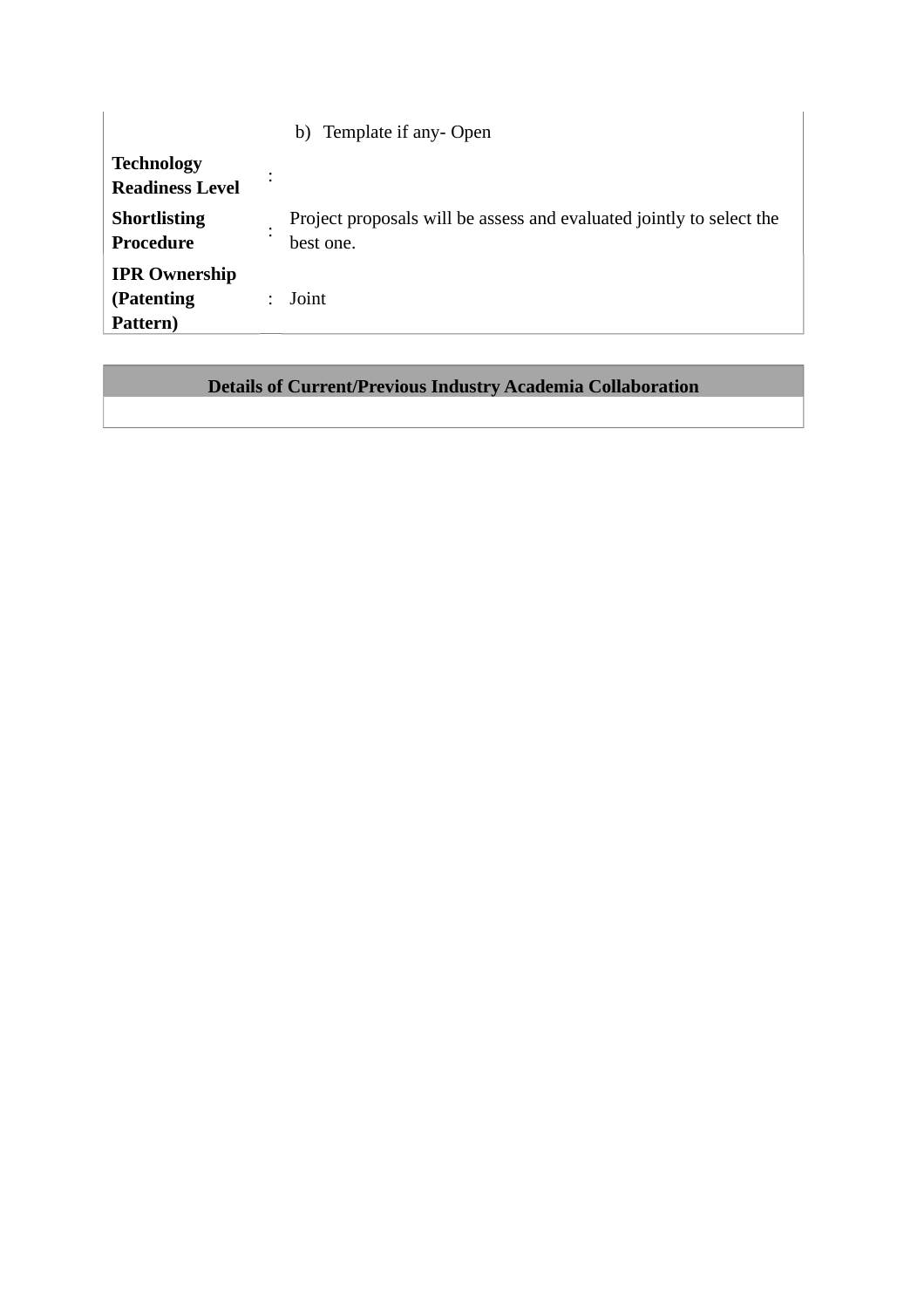| | | |
|---|---|---|
| | | b) Template if any- Open |
| **Technology Readiness Level** | : | |
| **Shortlisting Procedure** | : | Project proposals will be assess and evaluated jointly to select the best one. |
| **IPR Ownership (Patenting Pattern)** | : | Joint |

| **Details of Current/Previous Industry Academia Collaboration** |
|---|
| |